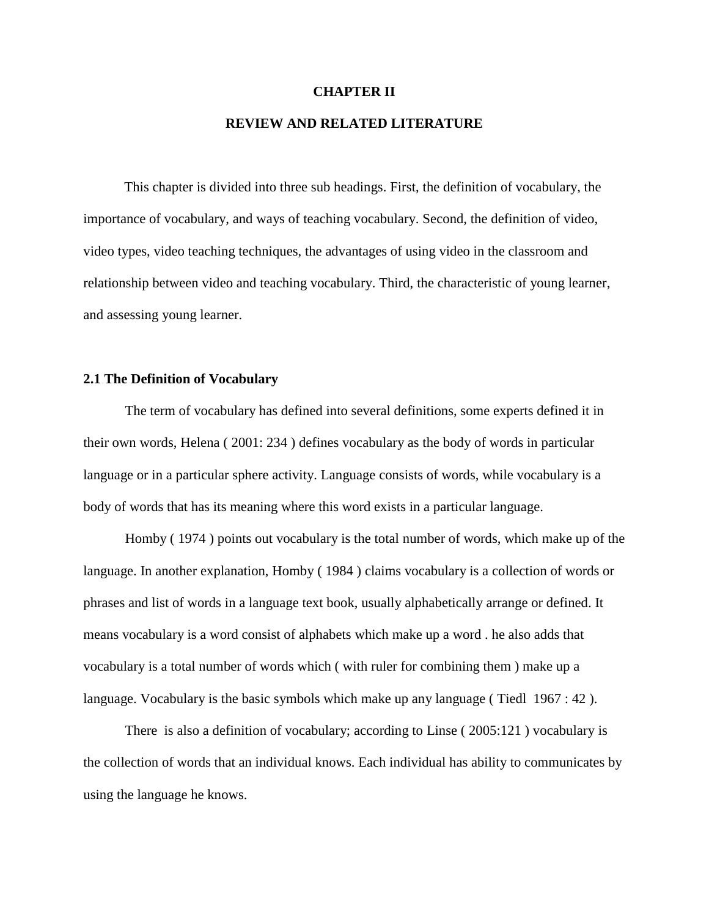# CHAPTER II

# REVIEW AND RELATED LITERATURE

This chapter is divided into three sub headings. First, the definition of vocabulary, the importance of vocabulary, and ways of teaching vocabulary. Second, the definition of video, video types, video teaching techniques, the advantages of using video in the classroom and relationship between video and teaching vocabulary. Third, the characteristic of young learner, and assessing young learner.

## 2.1 The Definition of Vocabulary

The term of vocabulary has defined into several definitions, some experts defined it in their own words, Helena ( 2001: 234 ) defines vocabulary as the body of words in particular language or in a particular sphere activity. Language consists of words, while vocabulary is a body of words that has its meaning where this word exists in a particular language.

Homby ( 1974 ) points out vocabulary is the total number of words, which make up of the language. In another explanation, Homby ( 1984 ) claims vocabulary is a collection of words or phrases and list of words in a language text book, usually alphabetically arrange or defined. It means vocabulary is a word consist of alphabets which make up a word . he also adds that vocabulary is a total number of words which ( with ruler for combining them ) make up a language. Vocabulary is the basic symbols which make up any language ( Tiedl  1967 : 42 ).

There  is also a definition of vocabulary; according to Linse ( 2005:121 ) vocabulary is the collection of words that an individual knows. Each individual has ability to communicates by using the language he knows.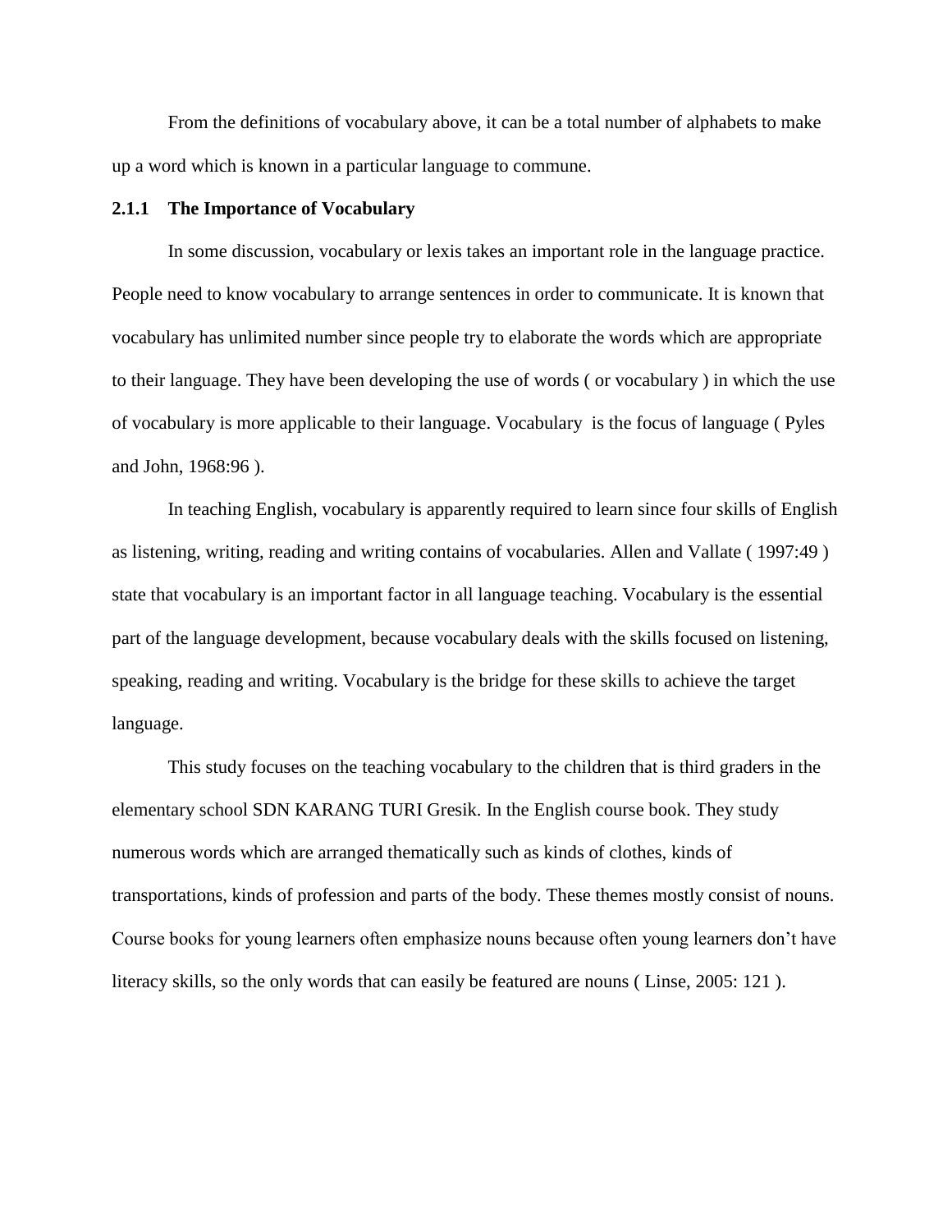From the definitions of vocabulary above, it can be a total number of alphabets to make up a word which is known in a particular language to commune.

### 2.1.1 The Importance of Vocabulary

In some discussion, vocabulary or lexis takes an important role in the language practice. People need to know vocabulary to arrange sentences in order to communicate. It is known that vocabulary has unlimited number since people try to elaborate the words which are appropriate to their language. They have been developing the use of words ( or vocabulary ) in which the use of vocabulary is more applicable to their language. Vocabulary is the focus of language ( Pyles and John, 1968:96 ).

In teaching English, vocabulary is apparently required to learn since four skills of English as listening, writing, reading and writing contains of vocabularies. Allen and Vallate ( 1997:49 ) state that vocabulary is an important factor in all language teaching. Vocabulary is the essential part of the language development, because vocabulary deals with the skills focused on listening, speaking, reading and writing. Vocabulary is the bridge for these skills to achieve the target language.

This study focuses on the teaching vocabulary to the children that is third graders in the elementary school SDN KARANG TURI Gresik. In the English course book. They study numerous words which are arranged thematically such as kinds of clothes, kinds of transportations, kinds of profession and parts of the body. These themes mostly consist of nouns. Course books for young learners often emphasize nouns because often young learners don't have literacy skills, so the only words that can easily be featured are nouns ( Linse, 2005: 121 ).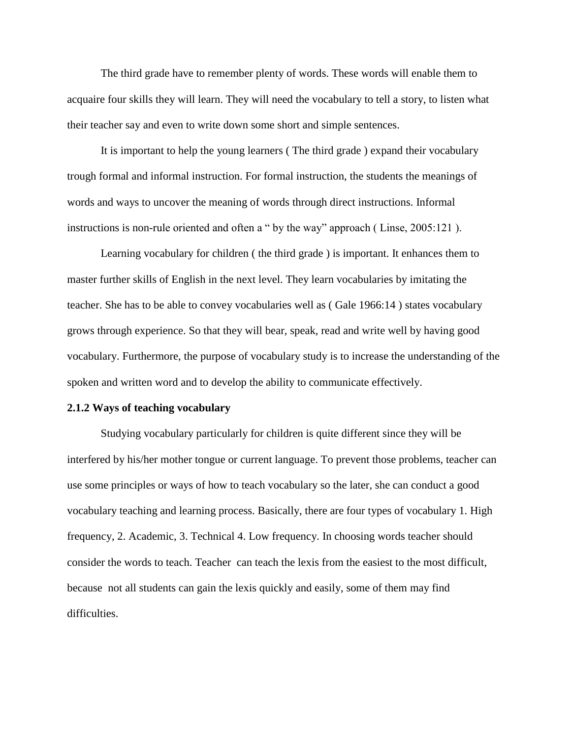The third grade have to remember plenty of words. These words will enable them to acquaire four skills they will learn. They will need the vocabulary to tell a story, to listen what their teacher say and even to write down some short and simple sentences.

It is important to help the young learners ( The third grade ) expand their vocabulary trough formal and informal instruction. For formal instruction, the students the meanings of words and ways to uncover the meaning of words through direct instructions. Informal instructions is non-rule oriented and often a " by the way" approach ( Linse, 2005:121 ).

Learning vocabulary for children ( the third grade ) is important. It enhances them to master further skills of English in the next level. They learn vocabularies by imitating the teacher. She has to be able to convey vocabularies well as ( Gale 1966:14 ) states vocabulary grows through experience. So that they will bear, speak, read and write well by having good vocabulary. Furthermore, the purpose of vocabulary study is to increase the understanding of the spoken and written word and to develop the ability to communicate effectively.

**2.1.2 Ways of teaching vocabulary**

Studying vocabulary particularly for children is quite different since they will be interfered by his/her mother tongue or current language. To prevent those problems, teacher can use some principles or ways of how to teach vocabulary so the later, she can conduct a good vocabulary teaching and learning process. Basically, there are four types of vocabulary 1. High frequency, 2. Academic, 3. Technical 4. Low frequency. In choosing words teacher should consider the words to teach. Teacher can teach the lexis from the easiest to the most difficult, because not all students can gain the lexis quickly and easily, some of them may find difficulties.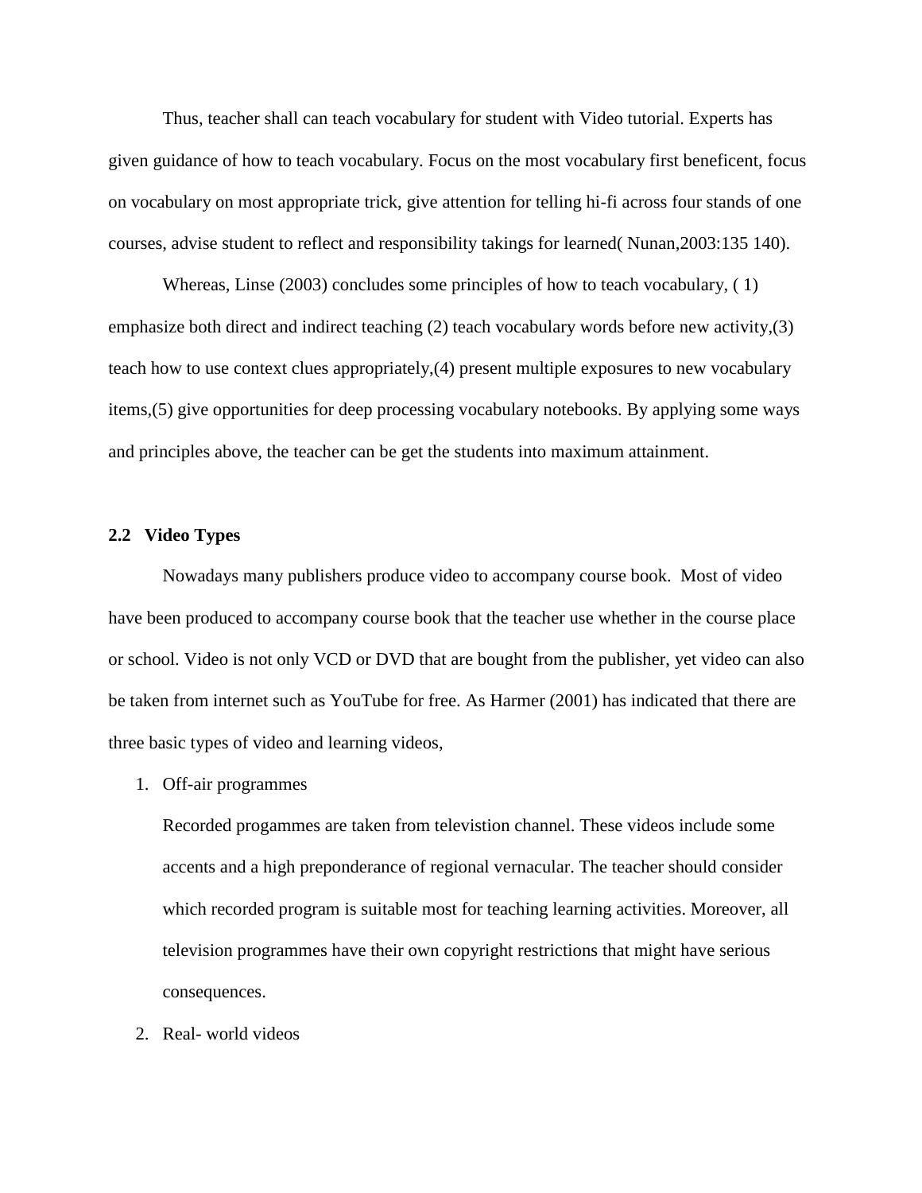Thus, teacher shall can teach vocabulary for student with Video tutorial. Experts has given guidance of how to teach vocabulary. Focus on the most vocabulary first beneficent, focus on vocabulary on most appropriate trick, give attention for telling hi-fi across four stands of one courses, advise student to reflect and responsibility takings for learned( Nunan,2003:135 140).

Whereas, Linse (2003) concludes some principles of how to teach vocabulary, ( 1) emphasize both direct and indirect teaching (2) teach vocabulary words before new activity,(3) teach how to use context clues appropriately,(4) present multiple exposures to new vocabulary items,(5) give opportunities for deep processing vocabulary notebooks. By applying some ways and principles above, the teacher can be get the students into maximum attainment.

## 2.2 Video Types

Nowadays many publishers produce video to accompany course book. Most of video have been produced to accompany course book that the teacher use whether in the course place or school. Video is not only VCD or DVD that are bought from the publisher, yet video can also be taken from internet such as YouTube for free. As Harmer (2001) has indicated that there are three basic types of video and learning videos,

1. Off-air programmes

   Recorded progammes are taken from televistion channel. These videos include some accents and a high preponderance of regional vernacular. The teacher should consider which recorded program is suitable most for teaching learning activities. Moreover, all television programmes have their own copyright restrictions that might have serious consequences.

2. Real- world videos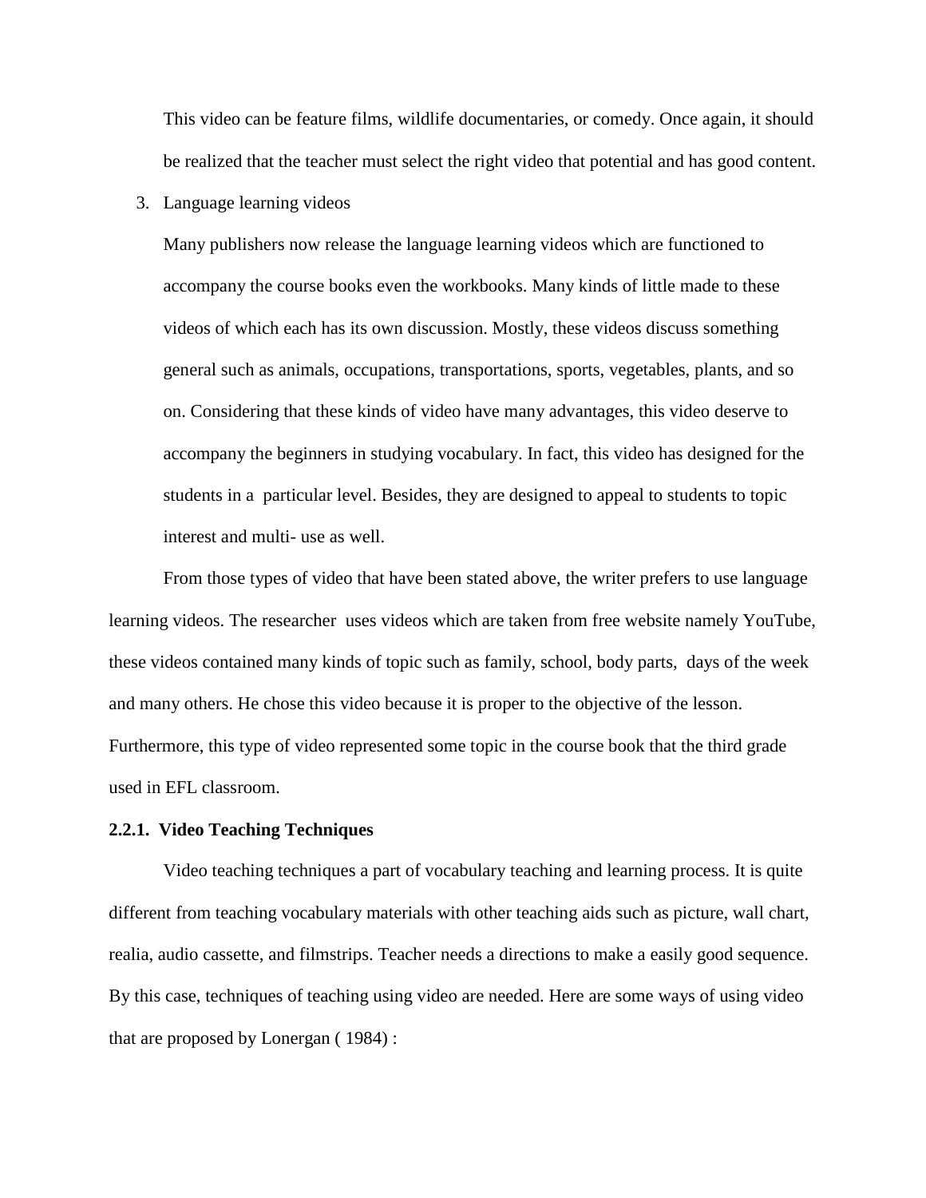This video can be feature films, wildlife documentaries, or comedy. Once again, it should be realized that the teacher must select the right video that potential and has good content.

3. Language learning videos

   Many publishers now release the language learning videos which are functioned to accompany the course books even the workbooks. Many kinds of little made to these videos of which each has its own discussion. Mostly, these videos discuss something general such as animals, occupations, transportations, sports, vegetables, plants, and so on. Considering that these kinds of video have many advantages, this video deserve to accompany the beginners in studying vocabulary. In fact, this video has designed for the students in a particular level. Besides, they are designed to appeal to students to topic interest and multi- use as well.

From those types of video that have been stated above, the writer prefers to use language learning videos. The researcher uses videos which are taken from free website namely YouTube, these videos contained many kinds of topic such as family, school, body parts, days of the week and many others. He chose this video because it is proper to the objective of the lesson. Furthermore, this type of video represented some topic in the course book that the third grade used in EFL classroom.

### 2.2.1. Video Teaching Techniques

Video teaching techniques a part of vocabulary teaching and learning process. It is quite different from teaching vocabulary materials with other teaching aids such as picture, wall chart, realia, audio cassette, and filmstrips. Teacher needs a directions to make a easily good sequence. By this case, techniques of teaching using video are needed. Here are some ways of using video that are proposed by Lonergan ( 1984) :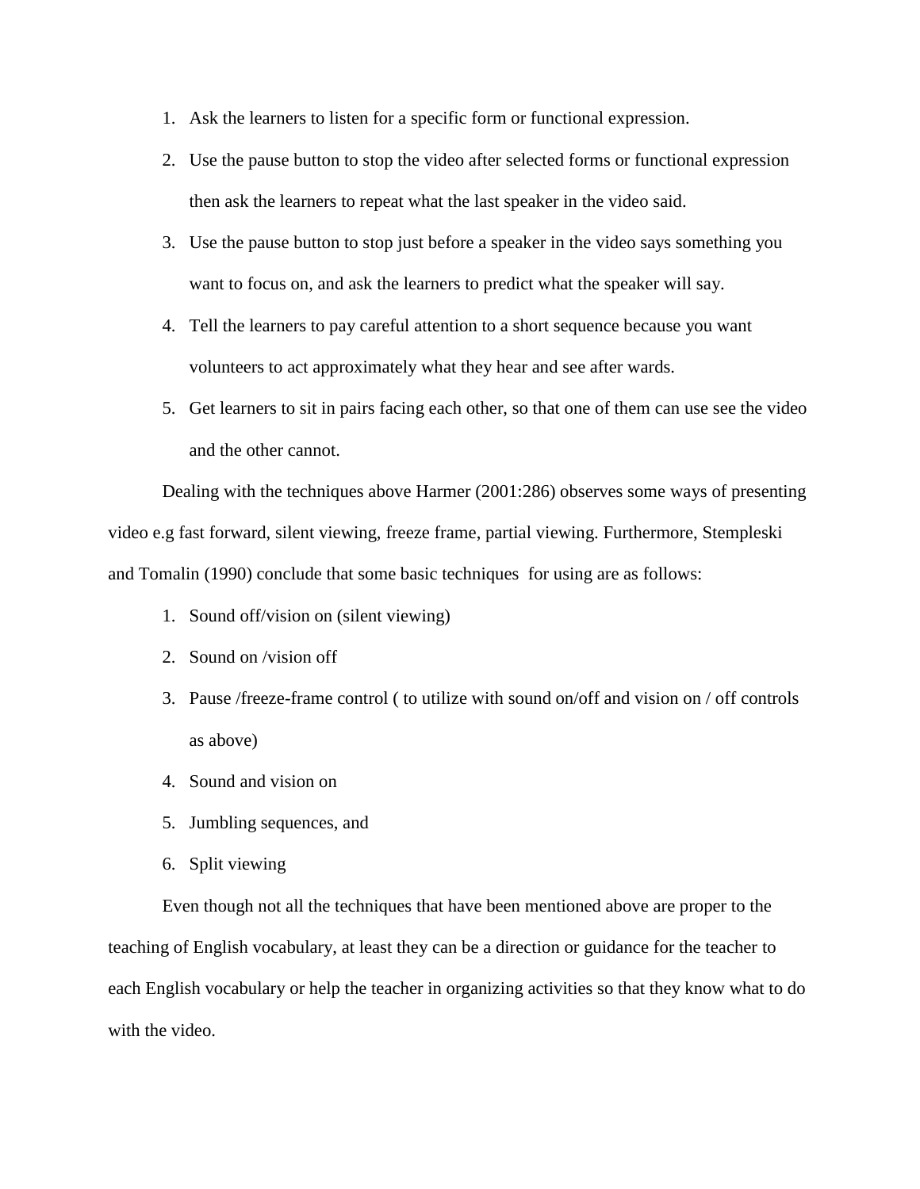1. Ask the learners to listen for a specific form or functional expression.
2. Use the pause button to stop the video after selected forms or functional expression then ask the learners to repeat what the last speaker in the video said.
3. Use the pause button to stop just before a speaker in the video says something you want to focus on, and ask the learners to predict what the speaker will say.
4. Tell the learners to pay careful attention to a short sequence because you want volunteers to act approximately what they hear and see after wards.
5. Get learners to sit in pairs facing each other, so that one of them can use see the video and the other cannot.

Dealing with the techniques above Harmer (2001:286) observes some ways of presenting video e.g fast forward, silent viewing, freeze frame, partial viewing. Furthermore, Stempleski and Tomalin (1990) conclude that some basic techniques for using are as follows:

1. Sound off/vision on (silent viewing)
2. Sound on /vision off
3. Pause /freeze-frame control ( to utilize with sound on/off and vision on / off controls as above)
4. Sound and vision on
5. Jumbling sequences, and
6. Split viewing

Even though not all the techniques that have been mentioned above are proper to the teaching of English vocabulary, at least they can be a direction or guidance for the teacher to each English vocabulary or help the teacher in organizing activities so that they know what to do with the video.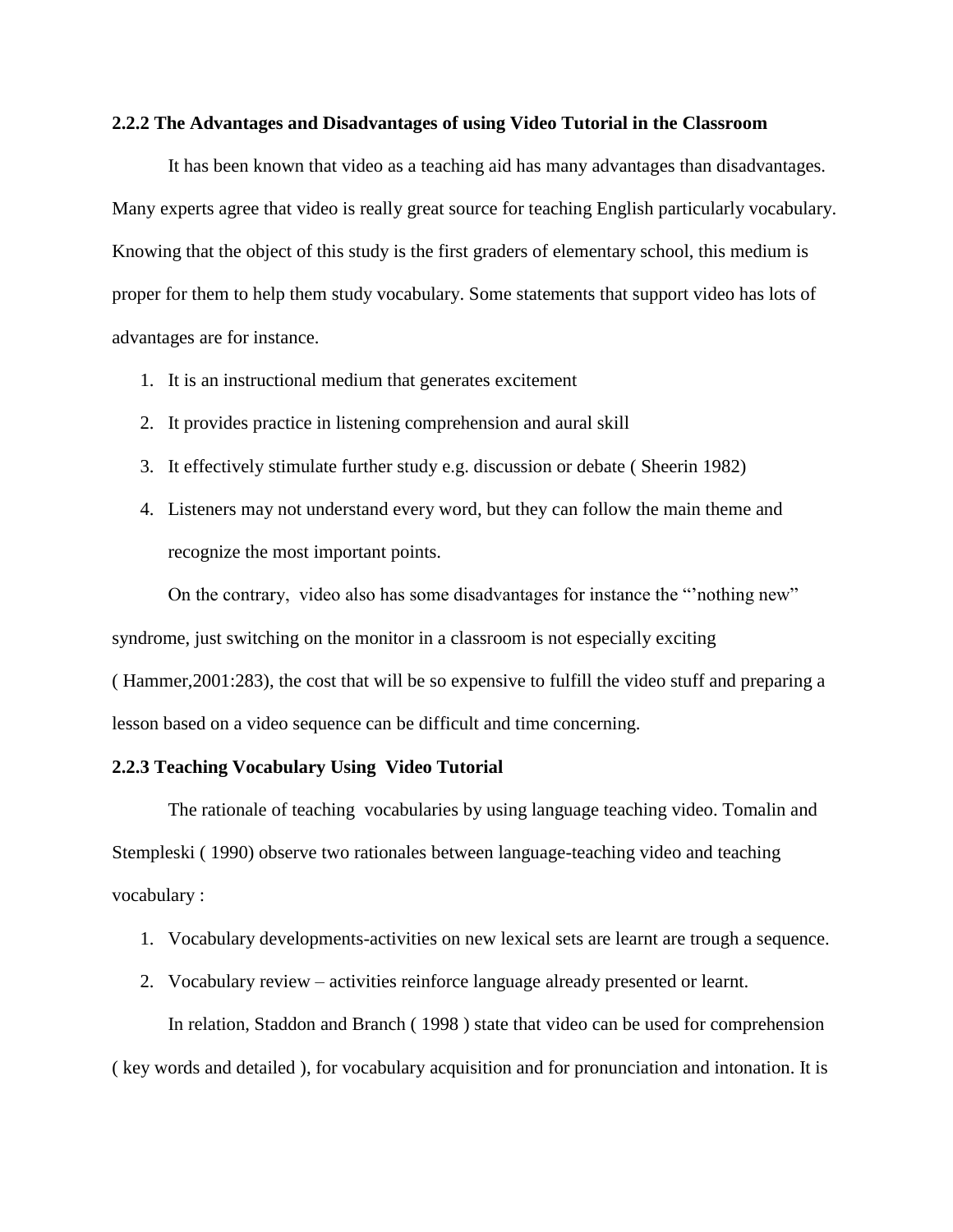### 2.2.2 The Advantages and Disadvantages of using Video Tutorial in the Classroom

It has been known that video as a teaching aid has many advantages than disadvantages. Many experts agree that video is really great source for teaching English particularly vocabulary. Knowing that the object of this study is the first graders of elementary school, this medium is proper for them to help them study vocabulary. Some statements that support video has lots of advantages are for instance.

1. It is an instructional medium that generates excitement
2. It provides practice in listening comprehension and aural skill
3. It effectively stimulate further study e.g. discussion or debate ( Sheerin 1982)
4. Listeners may not understand every word, but they can follow the main theme and recognize the most important points.

On the contrary,  video also has some disadvantages for instance the "'nothing new" syndrome, just switching on the monitor in a classroom is not especially exciting ( Hammer,2001:283), the cost that will be so expensive to fulfill the video stuff and preparing a lesson based on a video sequence can be difficult and time concerning.

### 2.2.3 Teaching Vocabulary Using  Video Tutorial

The rationale of teaching  vocabularies by using language teaching video. Tomalin and Stempleski ( 1990) observe two rationales between language-teaching video and teaching vocabulary :

1. Vocabulary developments-activities on new lexical sets are learnt are trough a sequence.
2. Vocabulary review – activities reinforce language already presented or learnt.

In relation, Staddon and Branch ( 1998 ) state that video can be used for comprehension ( key words and detailed ), for vocabulary acquisition and for pronunciation and intonation. It is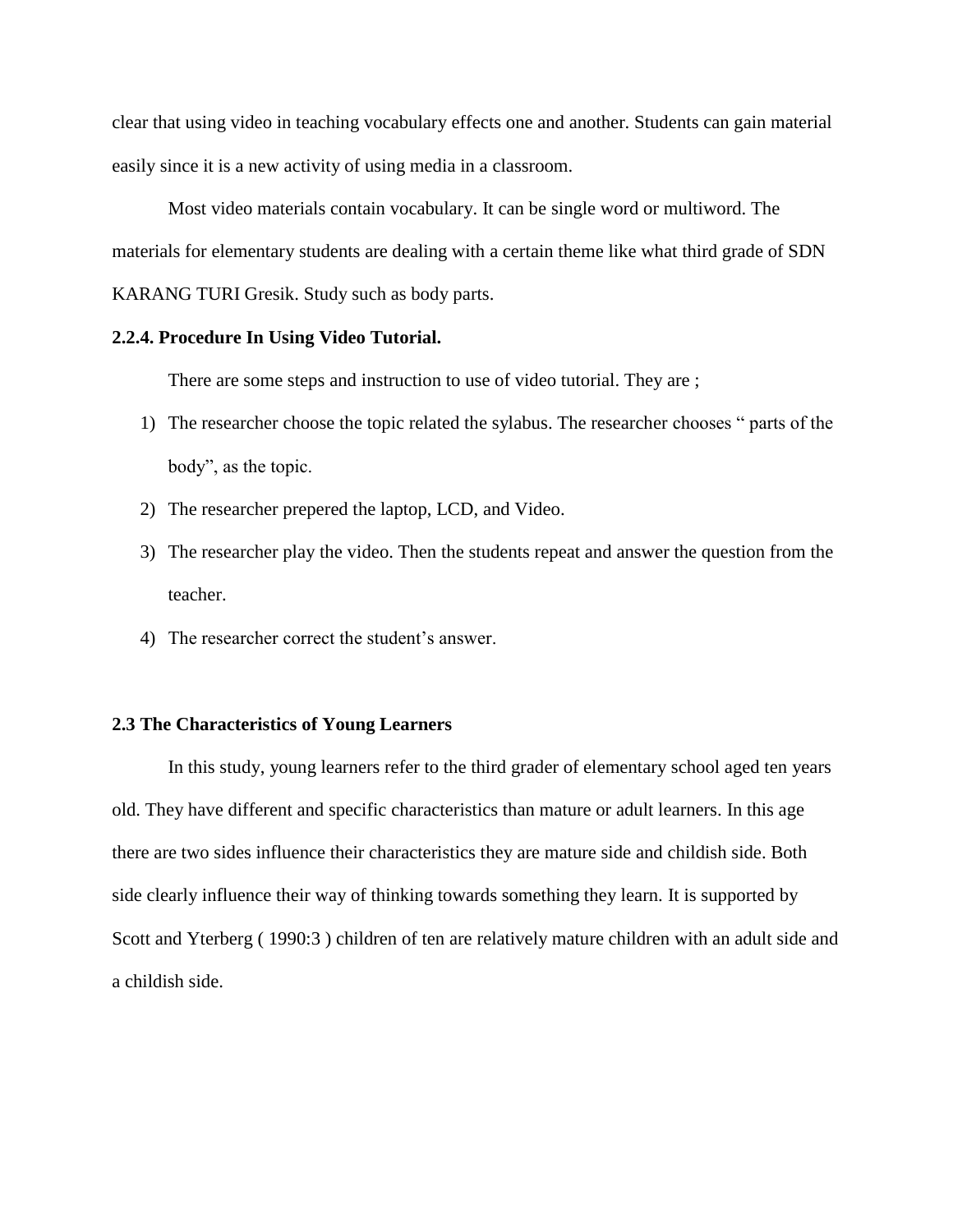clear that using video in teaching vocabulary effects one and another. Students can gain material easily since it is a new activity of using media in a classroom.

Most video materials contain vocabulary. It can be single word or multiword. The materials for elementary students are dealing with a certain theme like what third grade of SDN KARANG TURI Gresik. Study such as body parts.

**2.2.4. Procedure In Using Video Tutorial.**

There are some steps and instruction to use of video tutorial. They are ;

1) The researcher choose the topic related the sylabus. The researcher chooses " parts of the body", as the topic.
2) The researcher prepered the laptop, LCD, and Video.
3) The researcher play the video. Then the students repeat and answer the question from the teacher.
4) The researcher correct the student's answer.

## 2.3 The Characteristics of Young Learners

In this study, young learners refer to the third grader of elementary school aged ten years old. They have different and specific characteristics than mature or adult learners. In this age there are two sides influence their characteristics they are mature side and childish side. Both side clearly influence their way of thinking towards something they learn. It is supported by Scott and Yterberg ( 1990:3 ) children of ten are relatively mature children with an adult side and a childish side.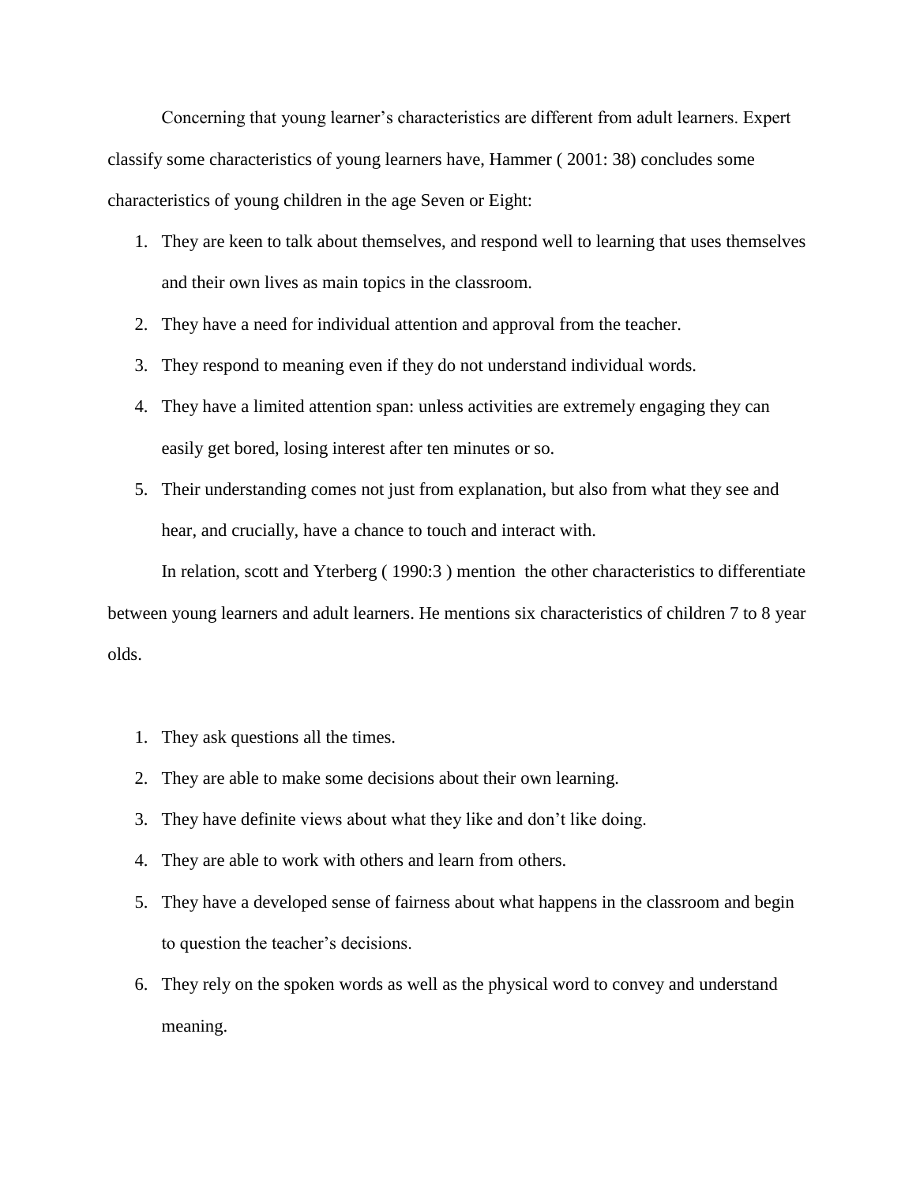Concerning that young learner's characteristics are different from adult learners. Expert classify some characteristics of young learners have, Hammer ( 2001: 38) concludes some characteristics of young children in the age Seven or Eight:

1. They are keen to talk about themselves, and respond well to learning that uses themselves and their own lives as main topics in the classroom.
2. They have a need for individual attention and approval from the teacher.
3. They respond to meaning even if they do not understand individual words.
4. They have a limited attention span: unless activities are extremely engaging they can easily get bored, losing interest after ten minutes or so.
5. Their understanding comes not just from explanation, but also from what they see and hear, and crucially, have a chance to touch and interact with.

In relation, scott and Yterberg ( 1990:3 ) mention the other characteristics to differentiate between young learners and adult learners. He mentions six characteristics of children 7 to 8 year olds.

1. They ask questions all the times.
2. They are able to make some decisions about their own learning.
3. They have definite views about what they like and don't like doing.
4. They are able to work with others and learn from others.
5. They have a developed sense of fairness about what happens in the classroom and begin to question the teacher's decisions.
6. They rely on the spoken words as well as the physical word to convey and understand meaning.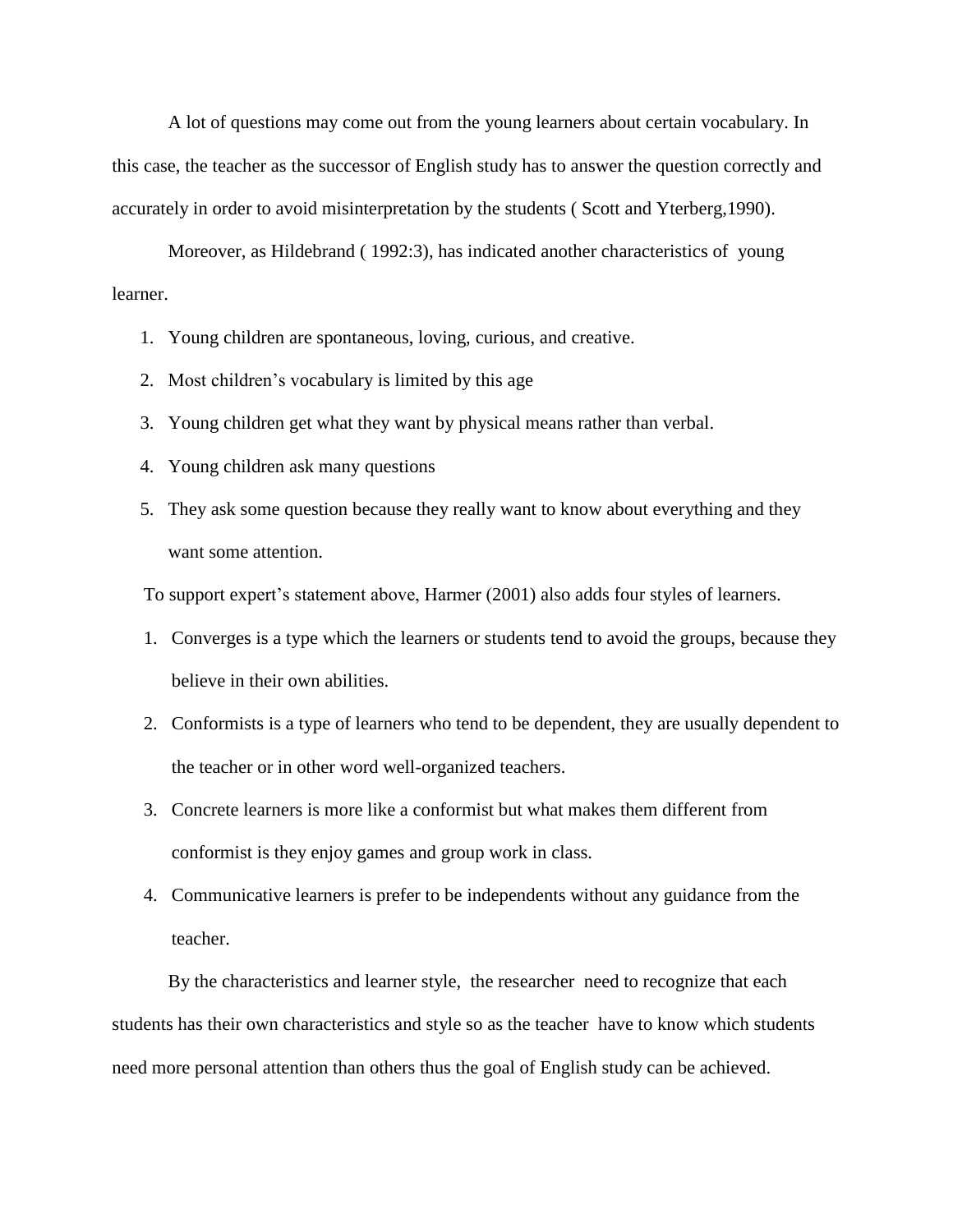A lot of questions may come out from the young learners about certain vocabulary. In this case, the teacher as the successor of English study has to answer the question correctly and accurately in order to avoid misinterpretation by the students ( Scott and Yterberg,1990).

Moreover, as Hildebrand ( 1992:3), has indicated another characteristics of young learner.

1. Young children are spontaneous, loving, curious, and creative.
2. Most children's vocabulary is limited by this age
3. Young children get what they want by physical means rather than verbal.
4. Young children ask many questions
5. They ask some question because they really want to know about everything and they want some attention.

To support expert's statement above, Harmer (2001) also adds four styles of learners.

1. Converges is a type which the learners or students tend to avoid the groups, because they believe in their own abilities.
2. Conformists is a type of learners who tend to be dependent, they are usually dependent to the teacher or in other word well-organized teachers.
3. Concrete learners is more like a conformist but what makes them different from conformist is they enjoy games and group work in class.
4. Communicative learners is prefer to be independents without any guidance from the teacher.

By the characteristics and learner style, the researcher need to recognize that each students has their own characteristics and style so as the teacher have to know which students need more personal attention than others thus the goal of English study can be achieved.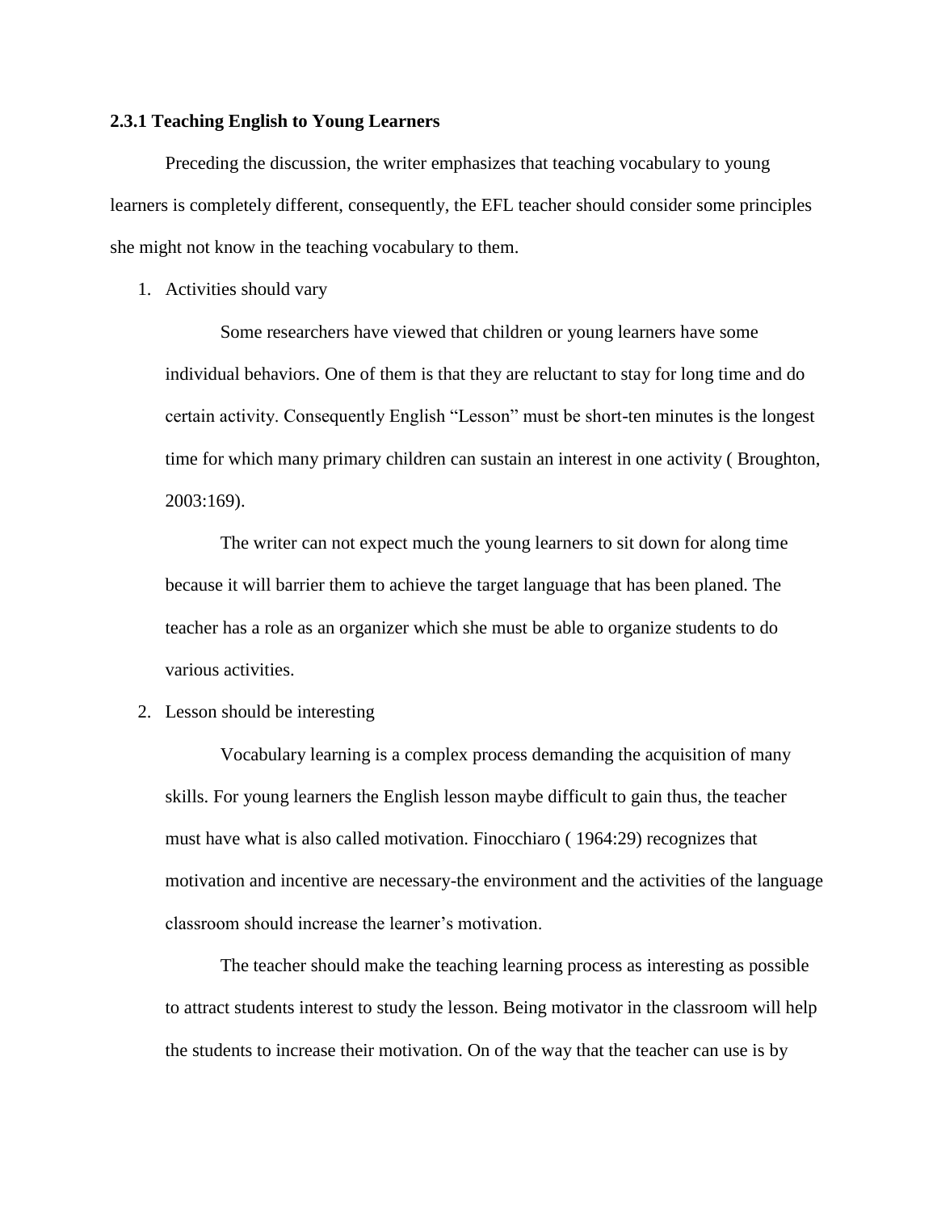### 2.3.1 Teaching English to Young Learners

Preceding the discussion, the writer emphasizes that teaching vocabulary to young learners is completely different, consequently, the EFL teacher should consider some principles she might not know in the teaching vocabulary to them.

1. Activities should vary

    Some researchers have viewed that children or young learners have some individual behaviors. One of them is that they are reluctant to stay for long time and do certain activity. Consequently English “Lesson” must be short-ten minutes is the longest time for which many primary children can sustain an interest in one activity ( Broughton, 2003:169).

    The writer can not expect much the young learners to sit down for along time because it will barrier them to achieve the target language that has been planed. The teacher has a role as an organizer which she must be able to organize students to do various activities.

2. Lesson should be interesting

    Vocabulary learning is a complex process demanding the acquisition of many skills. For young learners the English lesson maybe difficult to gain thus, the teacher must have what is also called motivation. Finocchiaro ( 1964:29) recognizes that motivation and incentive are necessary-the environment and the activities of the language classroom should increase the learner’s motivation.

    The teacher should make the teaching learning process as interesting as possible to attract students interest to study the lesson. Being motivator in the classroom will help the students to increase their motivation. On of the way that the teacher can use is by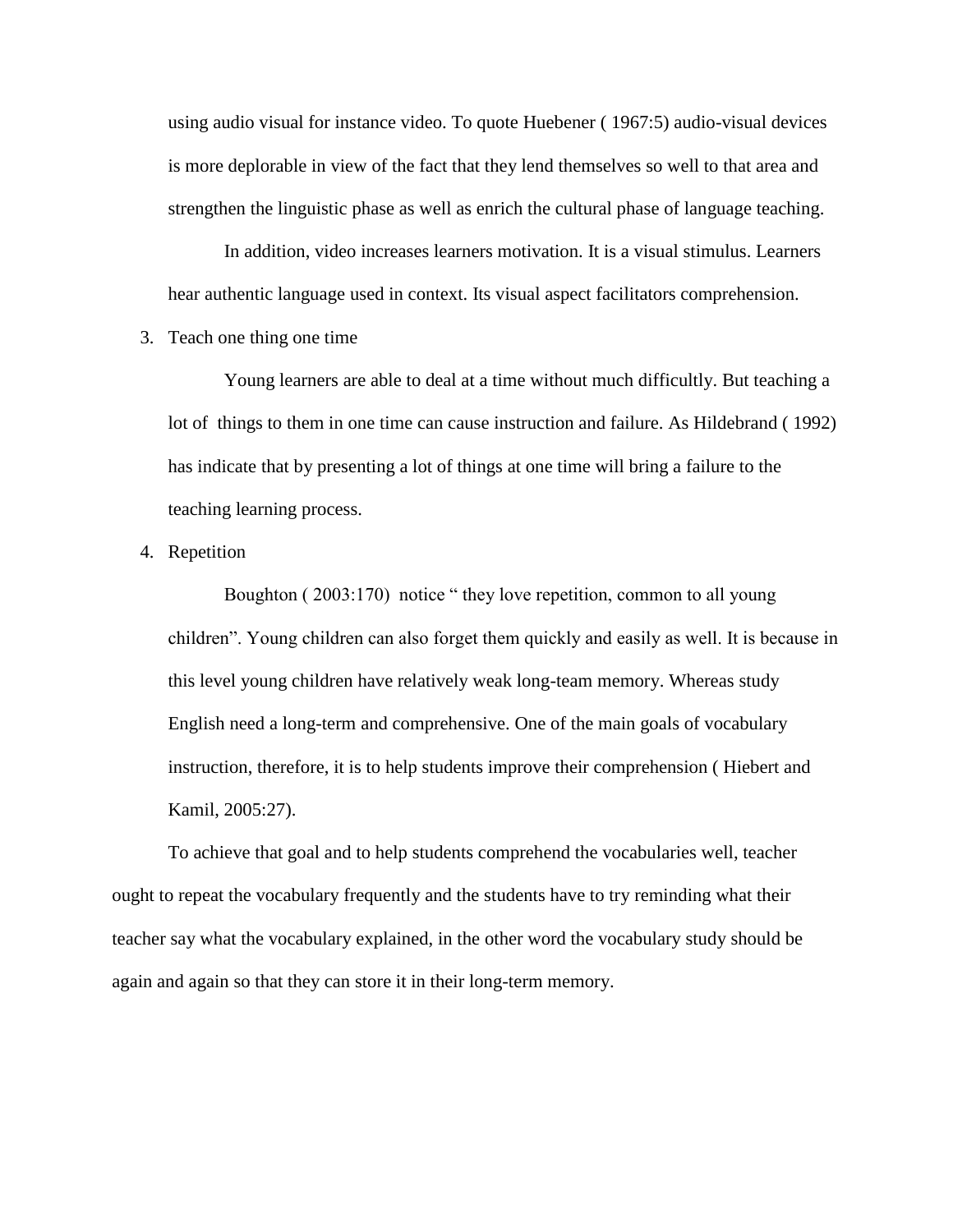using audio visual for instance video. To quote Huebener ( 1967:5) audio-visual devices is more deplorable in view of the fact that they lend themselves so well to that area and strengthen the linguistic phase as well as enrich the cultural phase of language teaching.

In addition, video increases learners motivation. It is a visual stimulus. Learners hear authentic language used in context. Its visual aspect facilitators comprehension.

3. Teach one thing one time

   Young learners are able to deal at a time without much difficultly. But teaching a lot of things to them in one time can cause instruction and failure. As Hildebrand ( 1992) has indicate that by presenting a lot of things at one time will bring a failure to the teaching learning process.

4. Repetition

   Boughton ( 2003:170) notice " they love repetition, common to all young children". Young children can also forget them quickly and easily as well. It is because in this level young children have relatively weak long-team memory. Whereas study English need a long-term and comprehensive. One of the main goals of vocabulary instruction, therefore, it is to help students improve their comprehension ( Hiebert and Kamil, 2005:27).

To achieve that goal and to help students comprehend the vocabularies well, teacher ought to repeat the vocabulary frequently and the students have to try reminding what their teacher say what the vocabulary explained, in the other word the vocabulary study should be again and again so that they can store it in their long-term memory.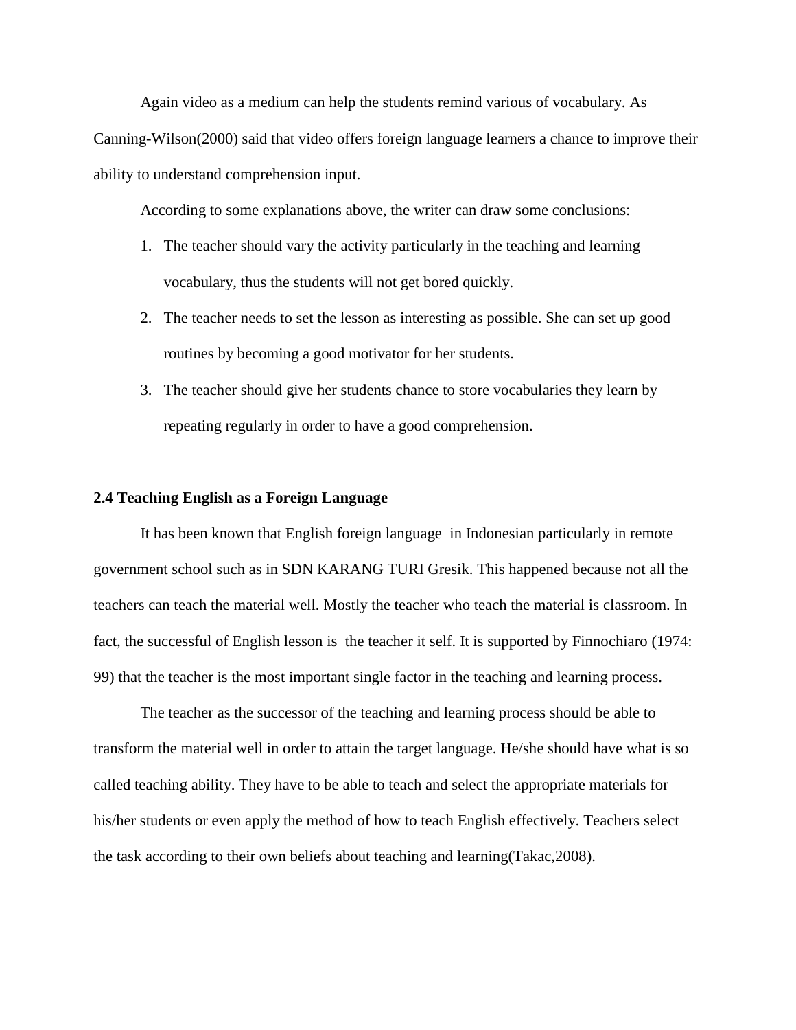Again video as a medium can help the students remind various of vocabulary. As Canning-Wilson(2000) said that video offers foreign language learners a chance to improve their ability to understand comprehension input.

According to some explanations above, the writer can draw some conclusions:

1. The teacher should vary the activity particularly in the teaching and learning vocabulary, thus the students will not get bored quickly.
2. The teacher needs to set the lesson as interesting as possible. She can set up good routines by becoming a good motivator for her students.
3. The teacher should give her students chance to store vocabularies they learn by repeating regularly in order to have a good comprehension.

**2.4 Teaching English as a Foreign Language**

It has been known that English foreign language in Indonesian particularly in remote government school such as in SDN KARANG TURI Gresik. This happened because not all the teachers can teach the material well. Mostly the teacher who teach the material is classroom. In fact, the successful of English lesson is the teacher it self. It is supported by Finnochiaro (1974: 99) that the teacher is the most important single factor in the teaching and learning process.

The teacher as the successor of the teaching and learning process should be able to transform the material well in order to attain the target language. He/she should have what is so called teaching ability. They have to be able to teach and select the appropriate materials for his/her students or even apply the method of how to teach English effectively. Teachers select the task according to their own beliefs about teaching and learning(Takac,2008).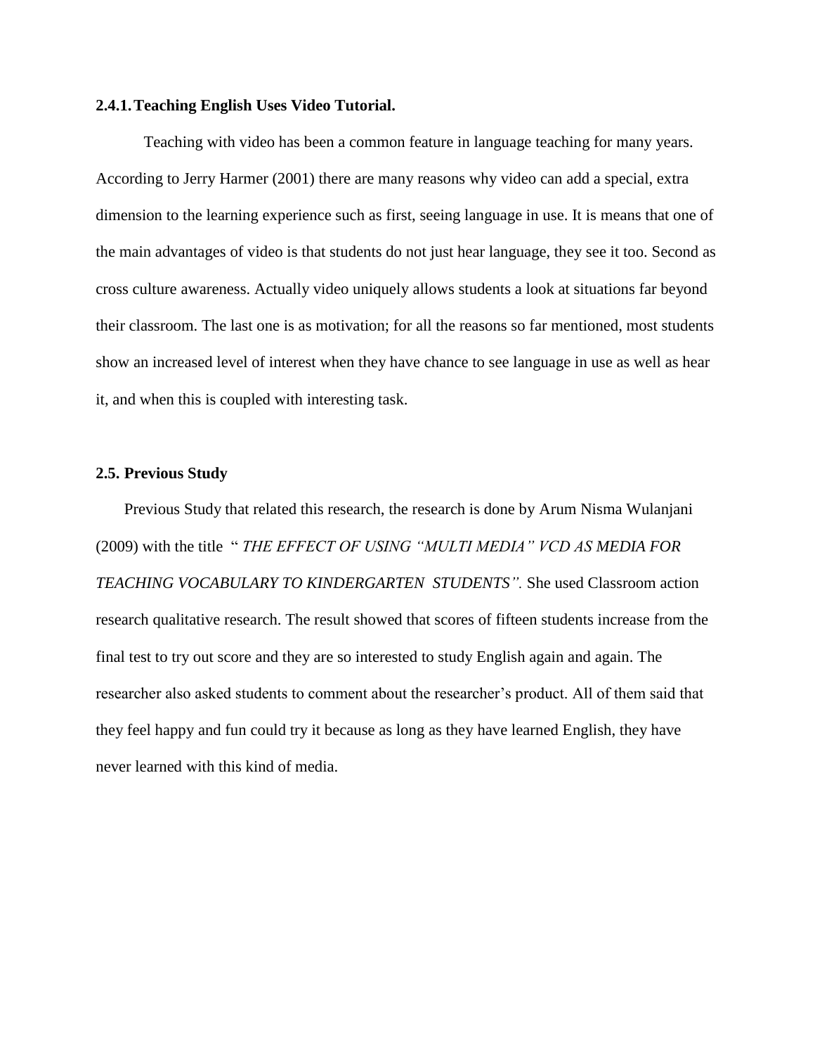### 2.4.1. Teaching English Uses Video Tutorial.

Teaching with video has been a common feature in language teaching for many years. According to Jerry Harmer (2001) there are many reasons why video can add a special, extra dimension to the learning experience such as first, seeing language in use. It is means that one of the main advantages of video is that students do not just hear language, they see it too. Second as cross culture awareness. Actually video uniquely allows students a look at situations far beyond their classroom. The last one is as motivation; for all the reasons so far mentioned, most students show an increased level of interest when they have chance to see language in use as well as hear it, and when this is coupled with interesting task.

## 2.5. Previous Study

Previous Study that related this research, the research is done by Arum Nisma Wulanjani (2009) with the title " *THE EFFECT OF USING "MULTI MEDIA" VCD AS MEDIA FOR TEACHING VOCABULARY TO KINDERGARTEN STUDENTS".* She used Classroom action research qualitative research. The result showed that scores of fifteen students increase from the final test to try out score and they are so interested to study English again and again. The researcher also asked students to comment about the researcher's product. All of them said that they feel happy and fun could try it because as long as they have learned English, they have never learned with this kind of media.